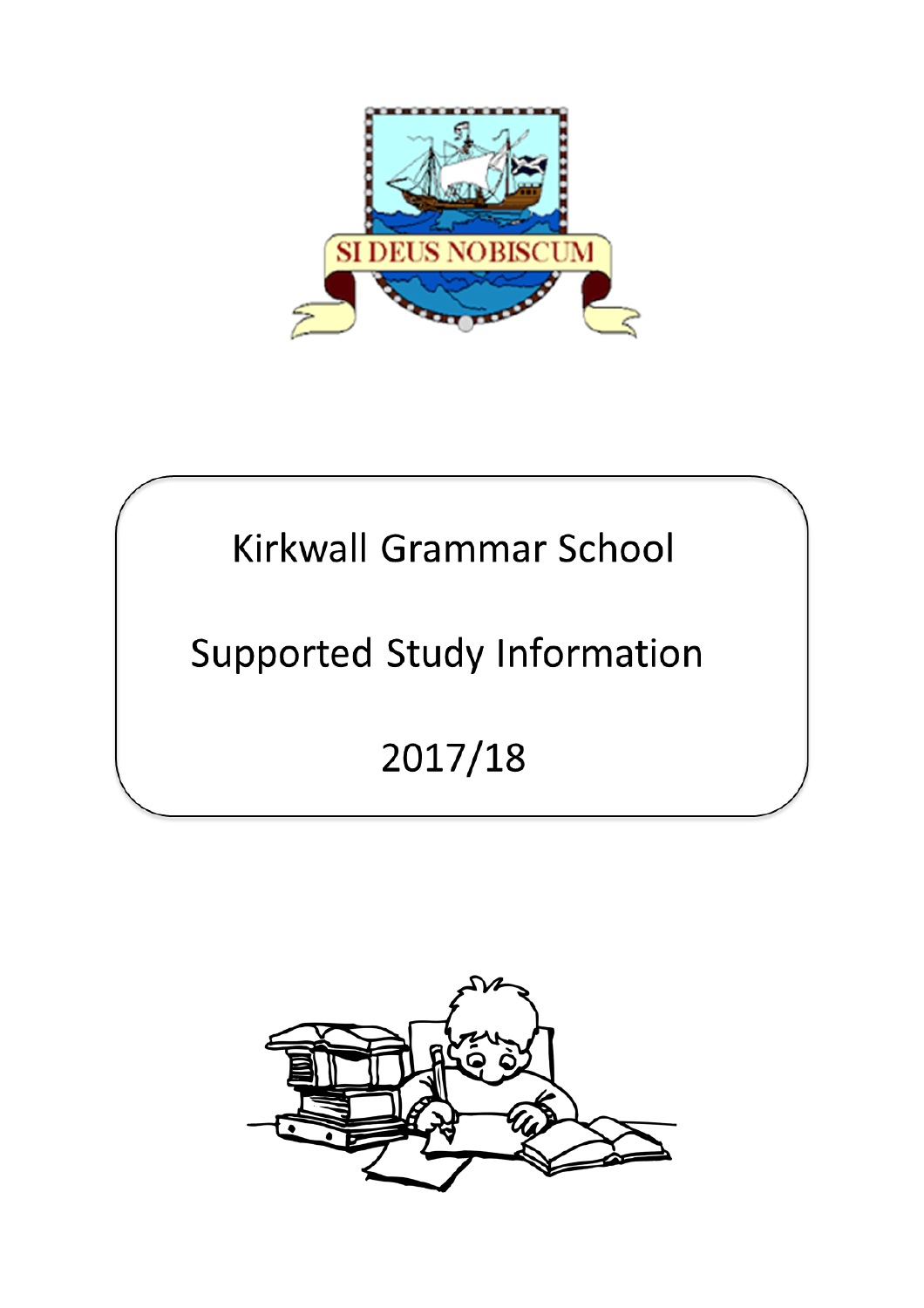# Kirkwall Grammar School

## Supported Study Information

## 2017/18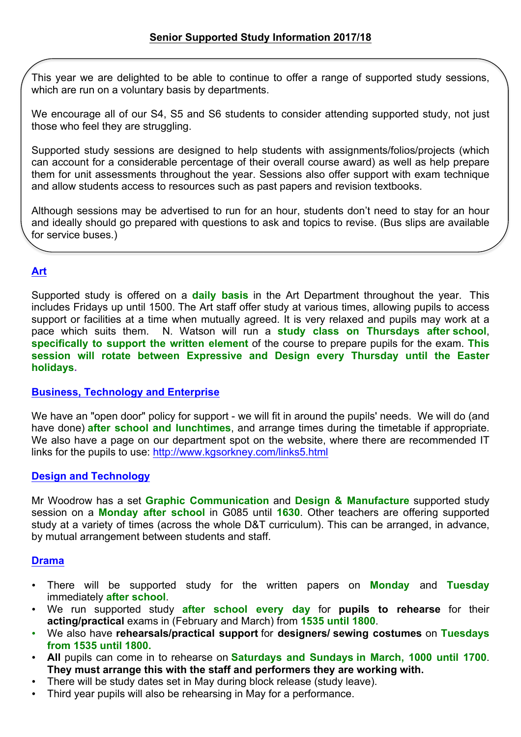## Senior Supported Study Information 2017/18

This year we are delighted to be able to continue to offer a range of supported study sessions, which are run on a voluntary basis by departments.

We encourage all of our S4, S5 and S6 students to consider attending supported study, not just those who feel they are struggling.

Supported study sessions are designed to help students with assignments/folios/projects (which can account for a considerable percentage of their overall course award) as well as help prepare them for unit assessments throughout the year. Sessions also offer support with exam technique and allow students access to resources such as past papers and revision textbooks.

Although sessions may be advertised to run for an hour, students don't need to stay for an hour and ideally should go prepared with questions to ask and topics to revise. (Bus slips are available for service buses.)

### Art

Supported study is offered on a **daily basis** in the Art Department throughout the year. This includes Fridays up until 1500. The Art staff offer study at various times, allowing pupils to access support or facilities at a time when mutually agreed. It is very relaxed and pupils may work at a pace which suits them. N. Watson will run a **study class on Thursdays after school**, **specifically to support the written element** of the course to prepare pupils for the exam. **This session will rotate between Expressive and Design every Thursday until the Easter holidays.**

### Business, Technology and Enterprise

We have an "open door" policy for support - we will fit in around the pupils' needs. We will do (and have done) **after school and lunchtimes**, and arrange times during the timetable if appropriate. We also have a page on our department spot on the website, where there are recommended IT links for the pupils to use: http://www.kgsorkney.com/links5.html

### Design and Technology

Mr Woodrow has a set **Graphic Communication** and **Design & Manufacture** supported study session on a **Monday after school** in G085 until **1630**. Other teachers are offering supported study at a variety of times (across the whole D&T curriculum). This can be arranged, in advance, by mutual arrangement between students and staff.

### Drama

- There will be supported study for the written papers on **Monday** and **Tuesday** immediately **after school**.
- We run supported study **after school every day** for **pupils to rehearse** for their **acting/practical** exams in (February and March) from **1535 until 1800**.
- We also have **rehearsals/practical support** for **designers/ sewing costumes** on **Tuesdays from 1535 until 1800.**
- **All** pupils can come in to rehearse on **Saturdays and Sundays in March, 1000 until 1700**. **They must arrange this with the staff and performers they are working with.**
- There will be study dates set in May during block release (study leave).
- Third year pupils will also be rehearsing in May for a performance.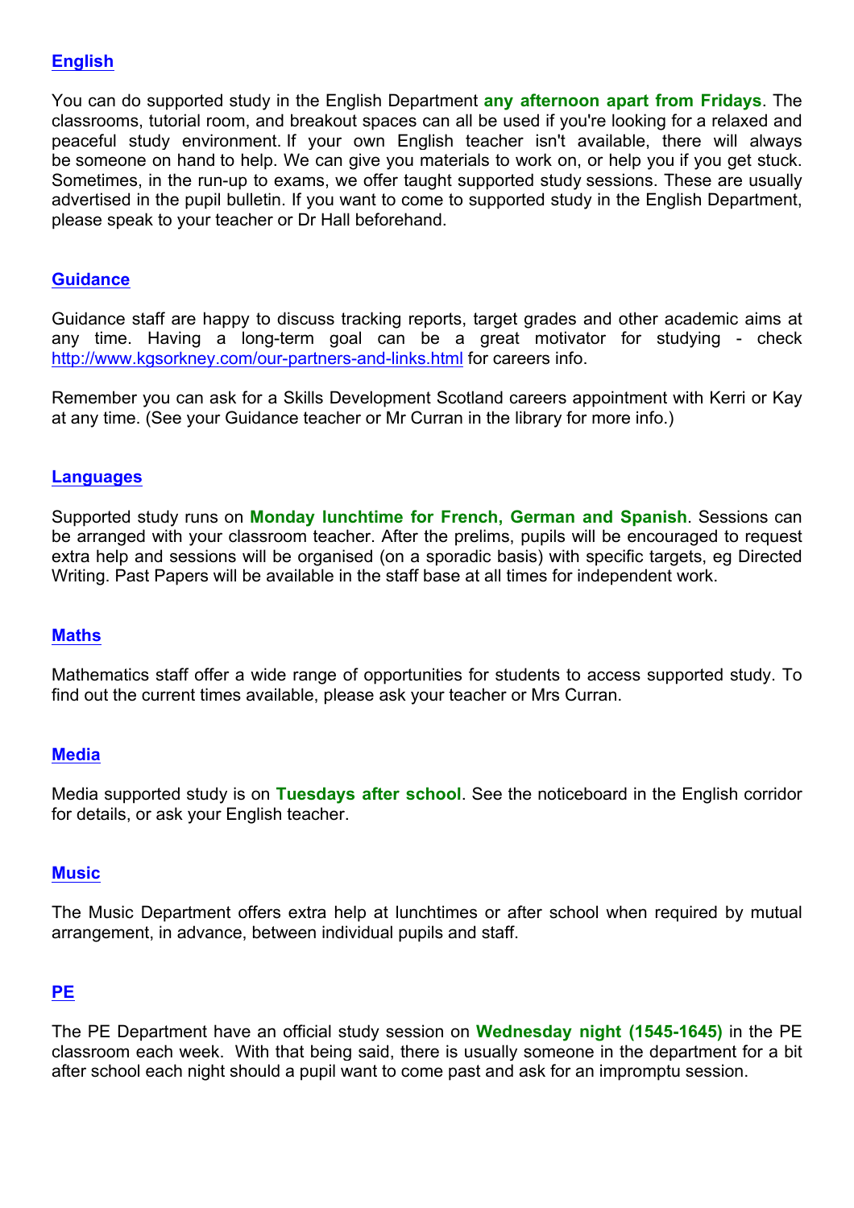## English

You can do supported study in the English Department **any afternoon apart from Fridays**. The classrooms, tutorial room, and breakout spaces can all be used if you're looking for a relaxed and peaceful study environment. If your own English teacher isn't available, there will always be someone on hand to help. We can give you materials to work on, or help you if you get stuck. Sometimes, in the run-up to exams, we offer taught supported study sessions. These are usually advertised in the pupil bulletin. If you want to come to supported study in the English Department, please speak to your teacher or Dr Hall beforehand.

## Guidance

Guidance staff are happy to discuss tracking reports, target grades and other academic aims at any time. Having a long-term goal can be a great motivator for studying - check http://www.kgsorkney.com/our-partners-and-links.html for careers info.

Remember you can ask for a Skills Development Scotland careers appointment with Kerri or Kay at any time. (See your Guidance teacher or Mr Curran in the library for more info.)

## Languages

Supported study runs on **Monday lunchtime for French, German and Spanish**. Sessions can be arranged with your classroom teacher. After the prelims, pupils will be encouraged to request extra help and sessions will be organised (on a sporadic basis) with specific targets, eg Directed Writing. Past Papers will be available in the staff base at all times for independent work.

## Maths

Mathematics staff offer a wide range of opportunities for students to access supported study. To find out the current times available, please ask your teacher or Mrs Curran.

## Media

Media supported study is on **Tuesdays after school**. See the noticeboard in the English corridor for details, or ask your English teacher.

## Music

The Music Department offers extra help at lunchtimes or after school when required by mutual arrangement, in advance, between individual pupils and staff.

## PE

The PE Department have an official study session on **Wednesday night (1545-1645)** in the PE classroom each week. With that being said, there is usually someone in the department for a bit after school each night should a pupil want to come past and ask for an impromptu session.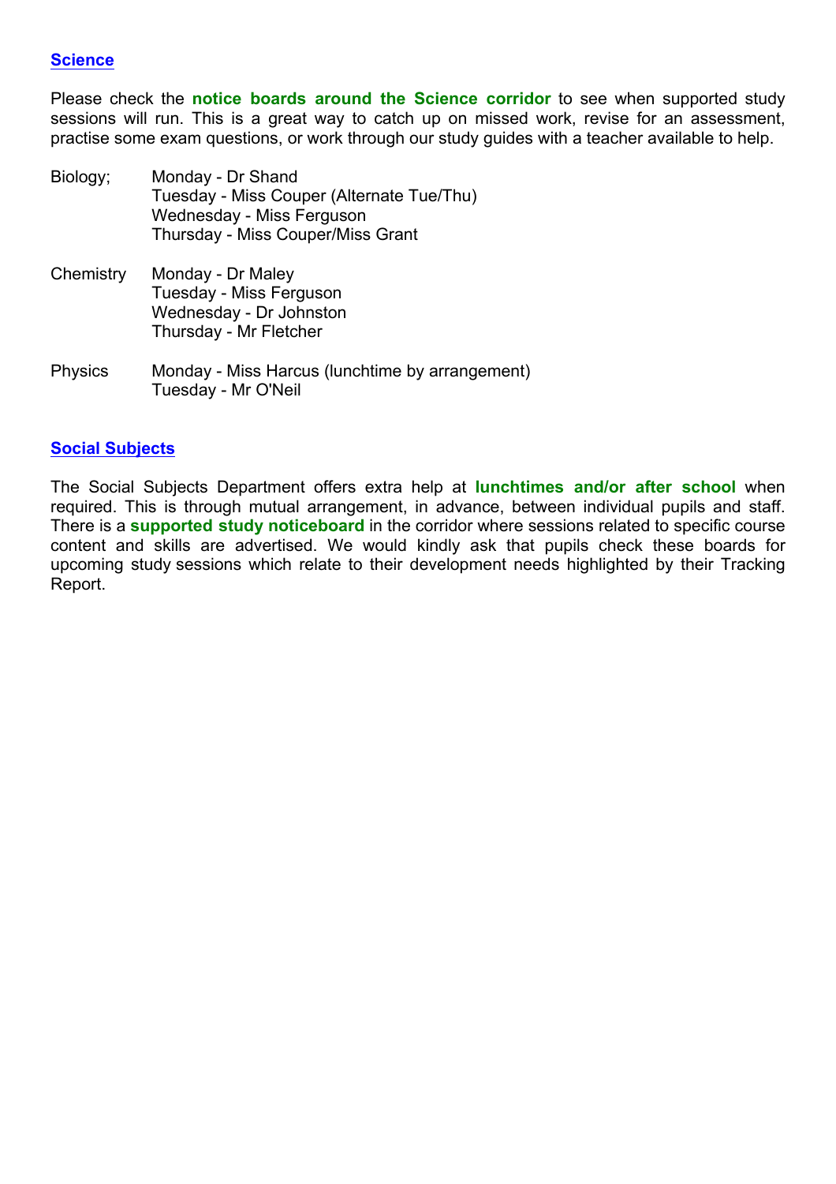## Science

Please check the **notice boards around the Science corridor** to see when supported study sessions will run. This is a great way to catch up on missed work, revise for an assessment, practise some exam questions, or work through our study guides with a teacher available to help.

| | |
|---|---|
| Biology; | Monday - Dr Shand<br>Tuesday - Miss Couper (Alternate Tue/Thu)<br>Wednesday - Miss Ferguson<br>Thursday - Miss Couper/Miss Grant |
| Chemistry | Monday - Dr Maley<br>Tuesday - Miss Ferguson<br>Wednesday - Dr Johnston<br>Thursday - Mr Fletcher |
| Physics | Monday - Miss Harcus (lunchtime by arrangement)<br>Tuesday - Mr O'Neil |

## Social Subjects

The Social Subjects Department offers extra help at **lunchtimes and/or after school** when required. This is through mutual arrangement, in advance, between individual pupils and staff. There is a **supported study noticeboard** in the corridor where sessions related to specific course content and skills are advertised. We would kindly ask that pupils check these boards for upcoming study sessions which relate to their development needs highlighted by their Tracking Report.